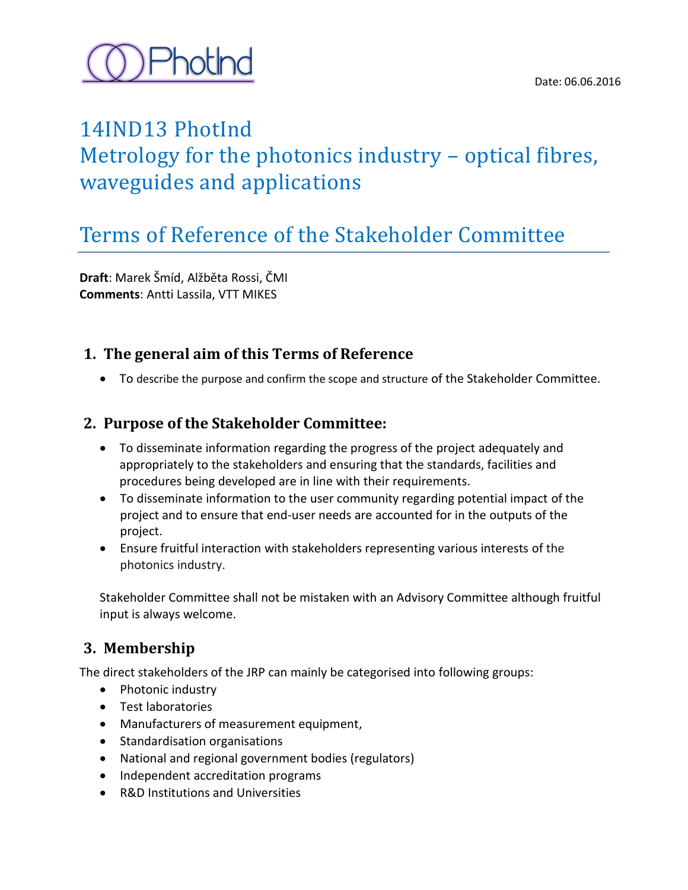Date: 06.06.2016

# 14IND13 PhotInd
# Metrology for the photonics industry – optical fibres, waveguides and applications

# Terms of Reference of the Stakeholder Committee

**Draft**: Marek Šmíd, Alžběta Rossi, ČMI
**Comments**: Antti Lassila, VTT MIKES

## 1. The general aim of this Terms of Reference

- To describe the purpose and confirm the scope and structure of the Stakeholder Committee.

## 2. Purpose of the Stakeholder Committee:

- To disseminate information regarding the progress of the project adequately and appropriately to the stakeholders and ensuring that the standards, facilities and procedures being developed are in line with their requirements.
- To disseminate information to the user community regarding potential impact of the project and to ensure that end-user needs are accounted for in the outputs of the project.
- Ensure fruitful interaction with stakeholders representing various interests of the photonics industry.

Stakeholder Committee shall not be mistaken with an Advisory Committee although fruitful input is always welcome.

## 3. Membership

The direct stakeholders of the JRP can mainly be categorised into following groups:

- Photonic industry
- Test laboratories
- Manufacturers of measurement equipment,
- Standardisation organisations
- National and regional government bodies (regulators)
- Independent accreditation programs
- R&D Institutions and Universities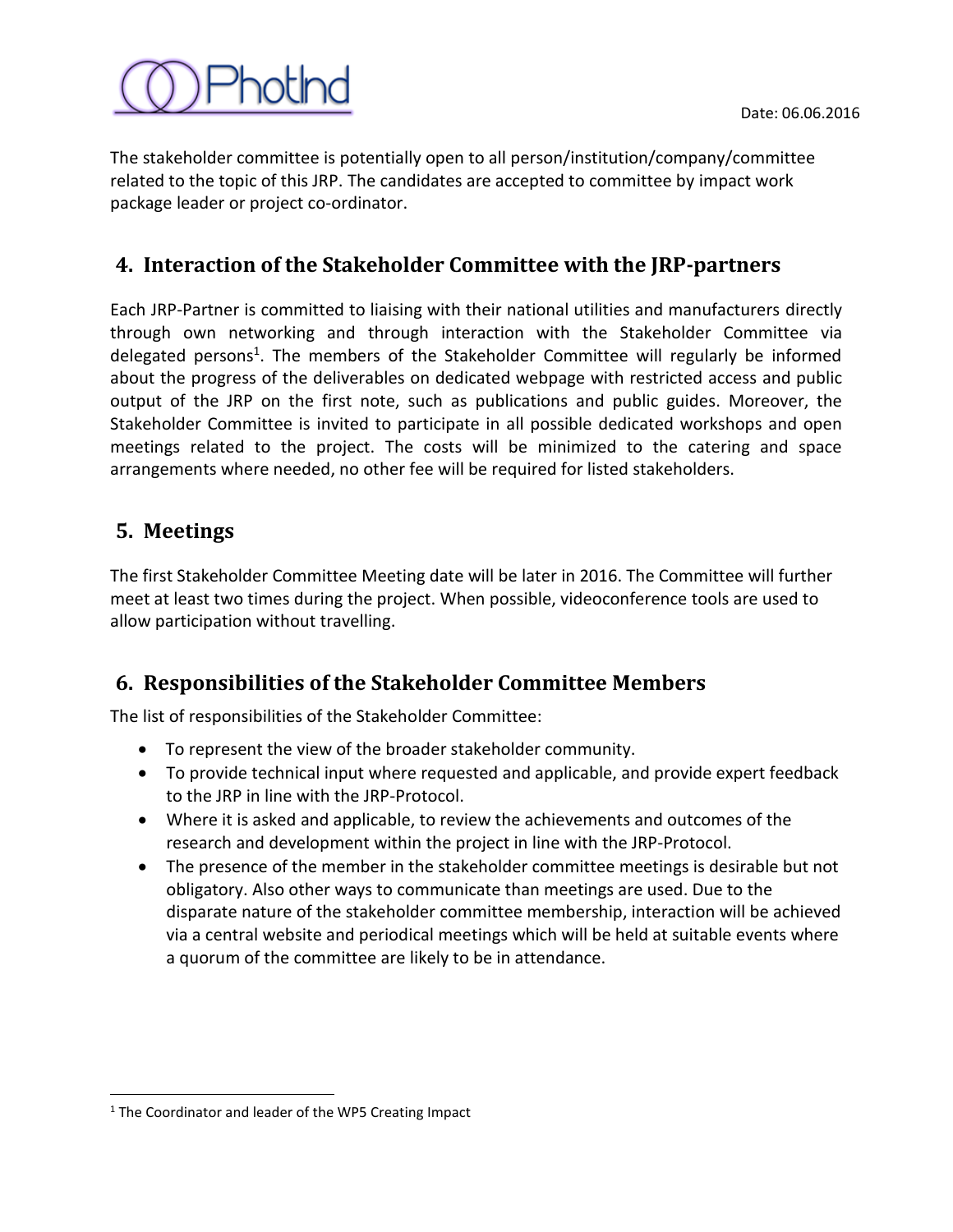The stakeholder committee is potentially open to all person/institution/company/committee related to the topic of this JRP. The candidates are accepted to committee by impact work package leader or project co-ordinator.

## 4. Interaction of the Stakeholder Committee with the JRP-partners

Each JRP-Partner is committed to liaising with their national utilities and manufacturers directly through own networking and through interaction with the Stakeholder Committee via delegated persons[1]. The members of the Stakeholder Committee will regularly be informed about the progress of the deliverables on dedicated webpage with restricted access and public output of the JRP on the first note, such as publications and public guides. Moreover, the Stakeholder Committee is invited to participate in all possible dedicated workshops and open meetings related to the project. The costs will be minimized to the catering and space arrangements where needed, no other fee will be required for listed stakeholders.

## 5. Meetings

The first Stakeholder Committee Meeting date will be later in 2016. The Committee will further meet at least two times during the project. When possible, videoconference tools are used to allow participation without travelling.

## 6. Responsibilities of the Stakeholder Committee Members

The list of responsibilities of the Stakeholder Committee:

- To represent the view of the broader stakeholder community.
- To provide technical input where requested and applicable, and provide expert feedback to the JRP in line with the JRP-Protocol.
- Where it is asked and applicable, to review the achievements and outcomes of the research and development within the project in line with the JRP-Protocol.
- The presence of the member in the stakeholder committee meetings is desirable but not obligatory. Also other ways to communicate than meetings are used. Due to the disparate nature of the stakeholder committee membership, interaction will be achieved via a central website and periodical meetings which will be held at suitable events where a quorum of the committee are likely to be in attendance.

---

[1] The Coordinator and leader of the WP5 Creating Impact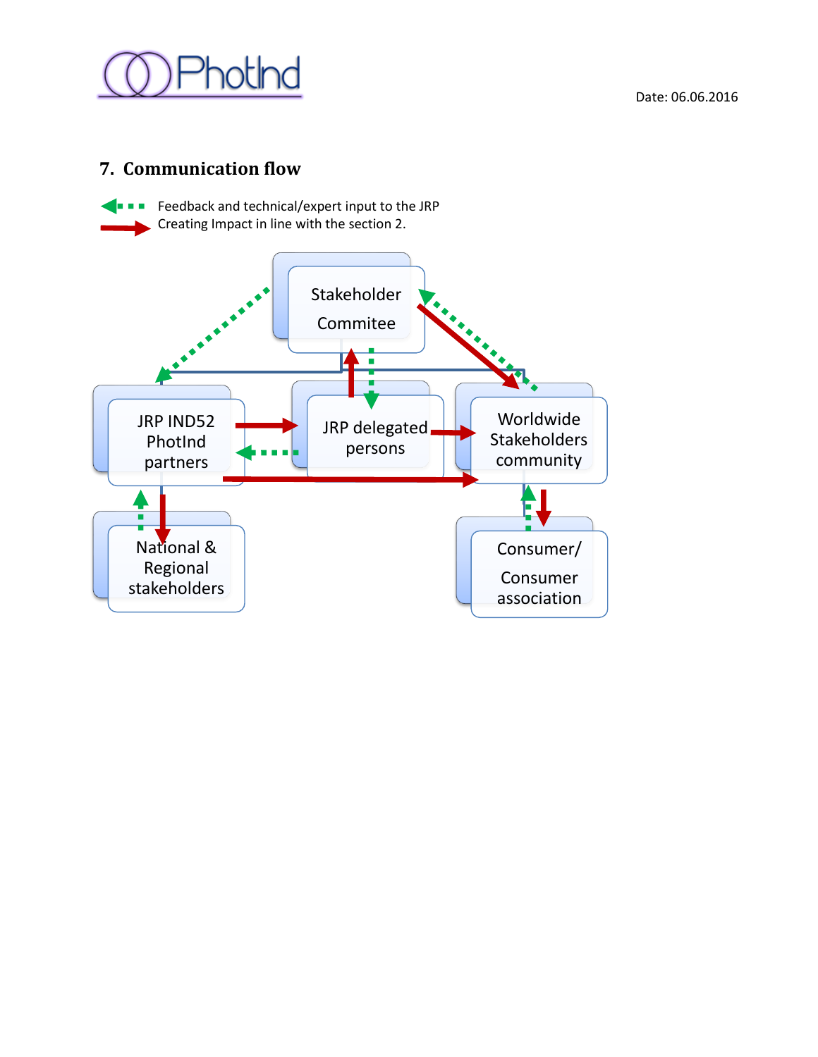## 7. Communication flow

Feedback and technical/expert input to the JRP

Creating Impact in line with the section 2.

Stakeholder Commitee

JRP IND52 PhotInd partners

JRP delegated persons

Worldwide Stakeholders community

National & Regional stakeholders

Consumer/ Consumer association